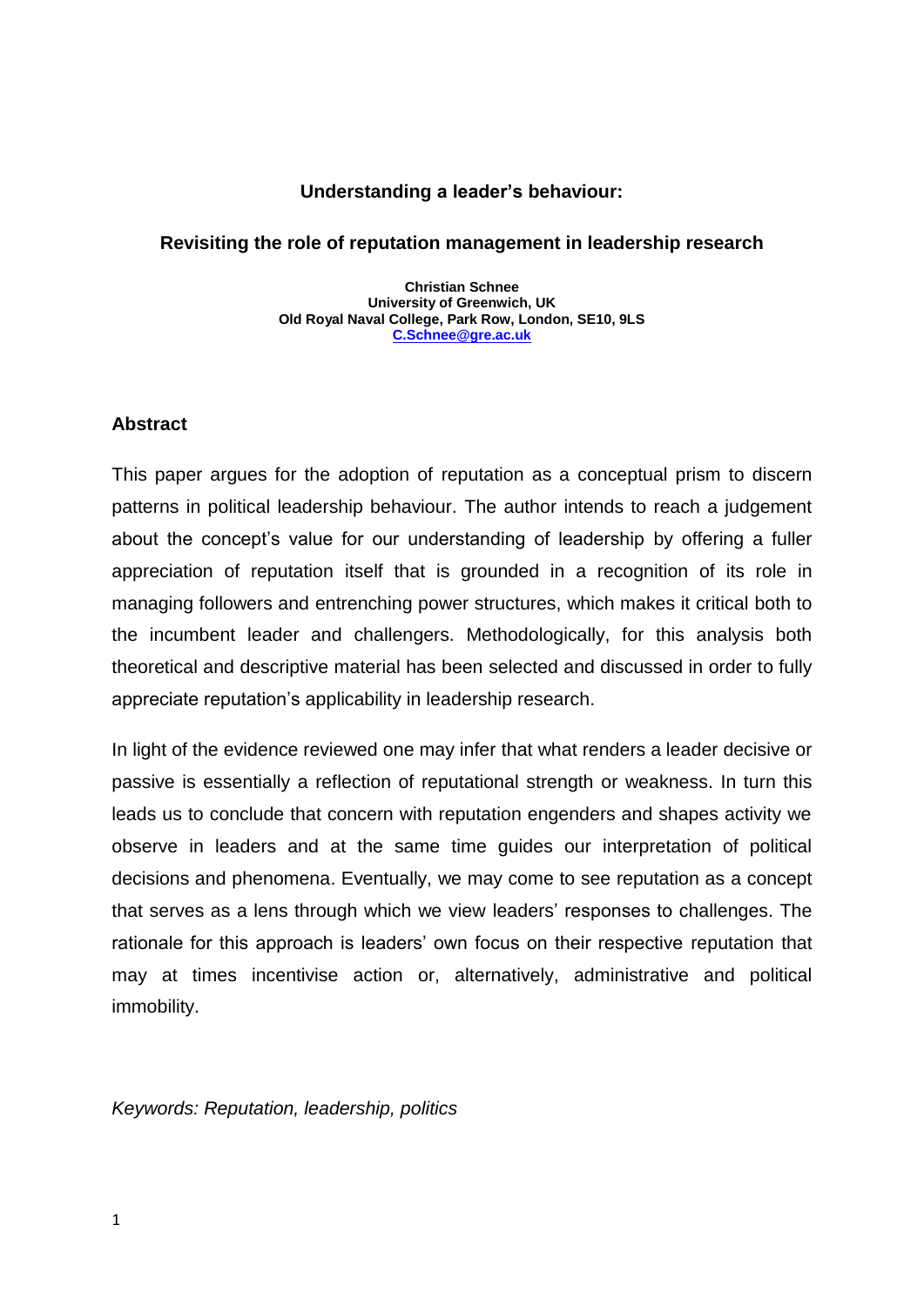# Understanding a leader's behaviour:

## Revisiting the role of reputation management in leadership research

**Christian Schnee**
**University of Greenwich, UK**
**Old Royal Naval College, Park Row, London, SE10, 9LS**
**C.Schnee@gre.ac.uk**

## Abstract

This paper argues for the adoption of reputation as a conceptual prism to discern patterns in political leadership behaviour. The author intends to reach a judgement about the concept's value for our understanding of leadership by offering a fuller appreciation of reputation itself that is grounded in a recognition of its role in managing followers and entrenching power structures, which makes it critical both to the incumbent leader and challengers. Methodologically, for this analysis both theoretical and descriptive material has been selected and discussed in order to fully appreciate reputation's applicability in leadership research.

In light of the evidence reviewed one may infer that what renders a leader decisive or passive is essentially a reflection of reputational strength or weakness. In turn this leads us to conclude that concern with reputation engenders and shapes activity we observe in leaders and at the same time guides our interpretation of political decisions and phenomena. Eventually, we may come to see reputation as a concept that serves as a lens through which we view leaders' responses to challenges. The rationale for this approach is leaders' own focus on their respective reputation that may at times incentivise action or, alternatively, administrative and political immobility.

*Keywords: Reputation, leadership, politics*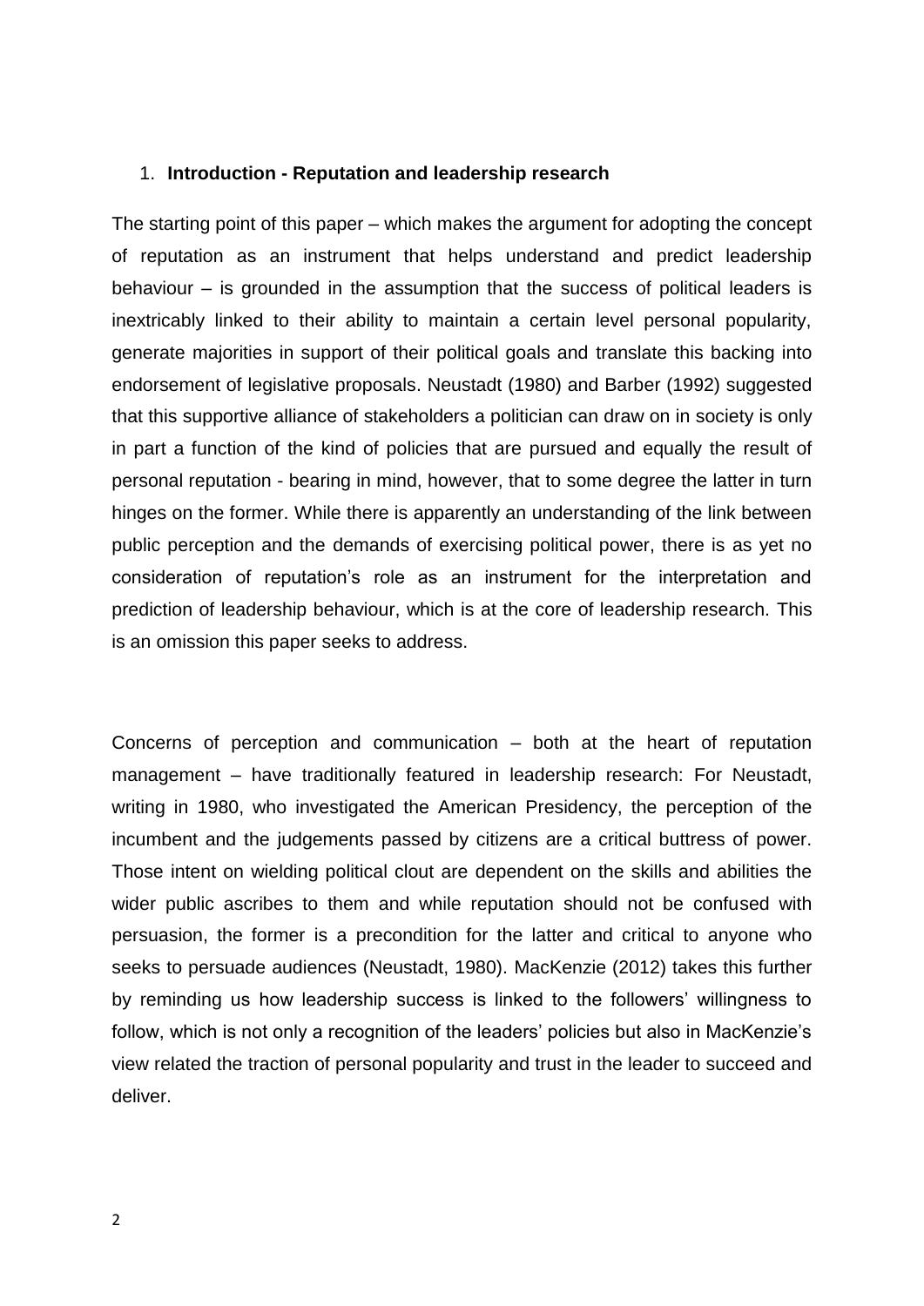## 1. Introduction - Reputation and leadership research

The starting point of this paper – which makes the argument for adopting the concept of reputation as an instrument that helps understand and predict leadership behaviour – is grounded in the assumption that the success of political leaders is inextricably linked to their ability to maintain a certain level personal popularity, generate majorities in support of their political goals and translate this backing into endorsement of legislative proposals. Neustadt (1980) and Barber (1992) suggested that this supportive alliance of stakeholders a politician can draw on in society is only in part a function of the kind of policies that are pursued and equally the result of personal reputation - bearing in mind, however, that to some degree the latter in turn hinges on the former. While there is apparently an understanding of the link between public perception and the demands of exercising political power, there is as yet no consideration of reputation's role as an instrument for the interpretation and prediction of leadership behaviour, which is at the core of leadership research. This is an omission this paper seeks to address.

Concerns of perception and communication – both at the heart of reputation management – have traditionally featured in leadership research: For Neustadt, writing in 1980, who investigated the American Presidency, the perception of the incumbent and the judgements passed by citizens are a critical buttress of power. Those intent on wielding political clout are dependent on the skills and abilities the wider public ascribes to them and while reputation should not be confused with persuasion, the former is a precondition for the latter and critical to anyone who seeks to persuade audiences (Neustadt, 1980). MacKenzie (2012) takes this further by reminding us how leadership success is linked to the followers' willingness to follow, which is not only a recognition of the leaders' policies but also in MacKenzie's view related the traction of personal popularity and trust in the leader to succeed and deliver.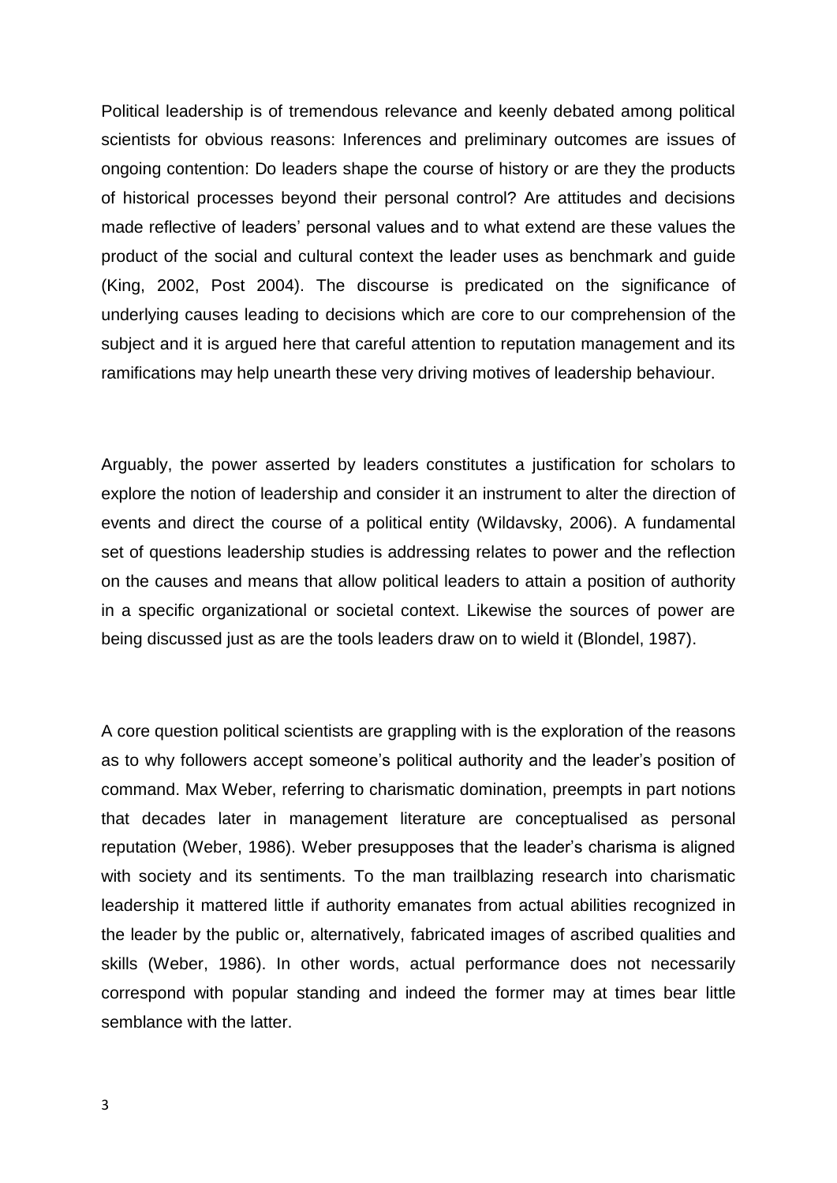Political leadership is of tremendous relevance and keenly debated among political scientists for obvious reasons: Inferences and preliminary outcomes are issues of ongoing contention: Do leaders shape the course of history or are they the products of historical processes beyond their personal control? Are attitudes and decisions made reflective of leaders' personal values and to what extend are these values the product of the social and cultural context the leader uses as benchmark and guide (King, 2002, Post 2004). The discourse is predicated on the significance of underlying causes leading to decisions which are core to our comprehension of the subject and it is argued here that careful attention to reputation management and its ramifications may help unearth these very driving motives of leadership behaviour.

Arguably, the power asserted by leaders constitutes a justification for scholars to explore the notion of leadership and consider it an instrument to alter the direction of events and direct the course of a political entity (Wildavsky, 2006). A fundamental set of questions leadership studies is addressing relates to power and the reflection on the causes and means that allow political leaders to attain a position of authority in a specific organizational or societal context. Likewise the sources of power are being discussed just as are the tools leaders draw on to wield it (Blondel, 1987).

A core question political scientists are grappling with is the exploration of the reasons as to why followers accept someone's political authority and the leader's position of command. Max Weber, referring to charismatic domination, preempts in part notions that decades later in management literature are conceptualised as personal reputation (Weber, 1986). Weber presupposes that the leader's charisma is aligned with society and its sentiments. To the man trailblazing research into charismatic leadership it mattered little if authority emanates from actual abilities recognized in the leader by the public or, alternatively, fabricated images of ascribed qualities and skills (Weber, 1986). In other words, actual performance does not necessarily correspond with popular standing and indeed the former may at times bear little semblance with the latter.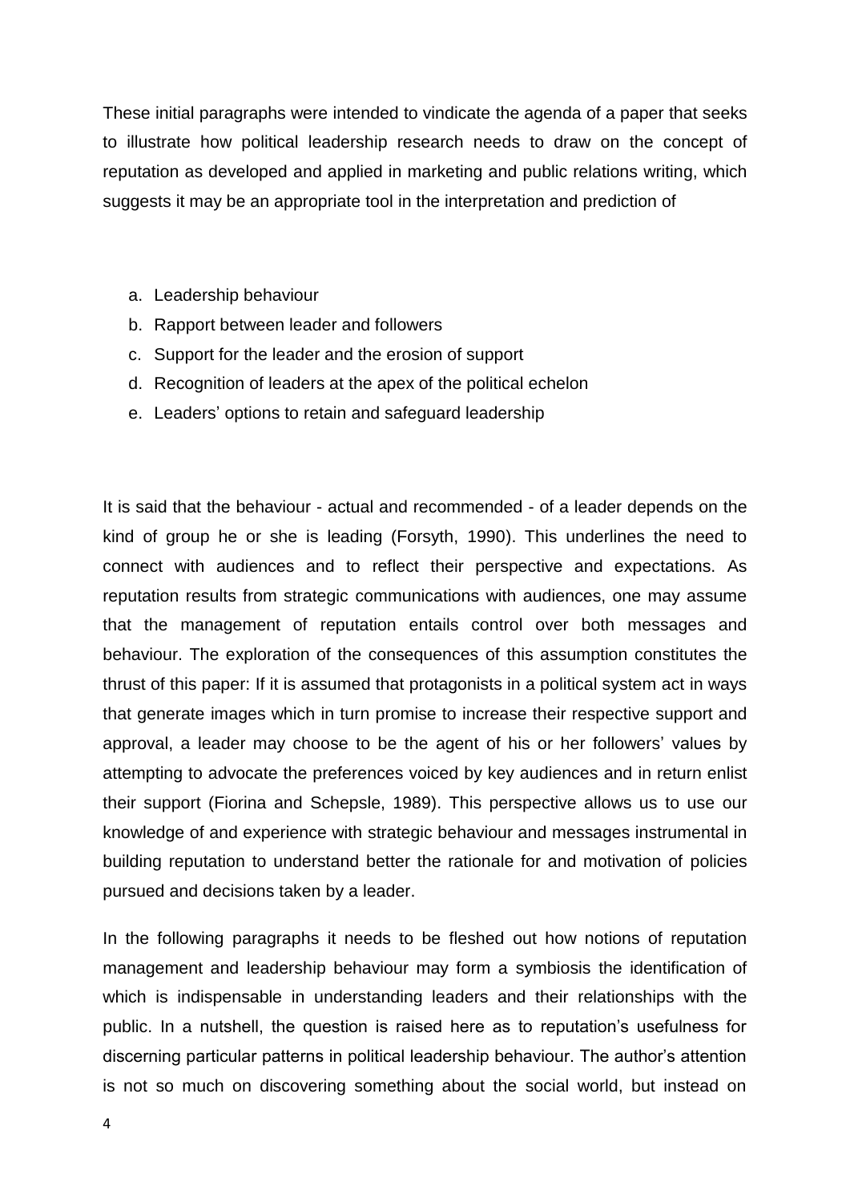These initial paragraphs were intended to vindicate the agenda of a paper that seeks to illustrate how political leadership research needs to draw on the concept of reputation as developed and applied in marketing and public relations writing, which suggests it may be an appropriate tool in the interpretation and prediction of

a. Leadership behaviour
b. Rapport between leader and followers
c. Support for the leader and the erosion of support
d. Recognition of leaders at the apex of the political echelon
e. Leaders' options to retain and safeguard leadership

It is said that the behaviour - actual and recommended - of a leader depends on the kind of group he or she is leading (Forsyth, 1990). This underlines the need to connect with audiences and to reflect their perspective and expectations. As reputation results from strategic communications with audiences, one may assume that the management of reputation entails control over both messages and behaviour. The exploration of the consequences of this assumption constitutes the thrust of this paper: If it is assumed that protagonists in a political system act in ways that generate images which in turn promise to increase their respective support and approval, a leader may choose to be the agent of his or her followers' values by attempting to advocate the preferences voiced by key audiences and in return enlist their support (Fiorina and Schepsle, 1989). This perspective allows us to use our knowledge of and experience with strategic behaviour and messages instrumental in building reputation to understand better the rationale for and motivation of policies pursued and decisions taken by a leader.

In the following paragraphs it needs to be fleshed out how notions of reputation management and leadership behaviour may form a symbiosis the identification of which is indispensable in understanding leaders and their relationships with the public. In a nutshell, the question is raised here as to reputation's usefulness for discerning particular patterns in political leadership behaviour. The author's attention is not so much on discovering something about the social world, but instead on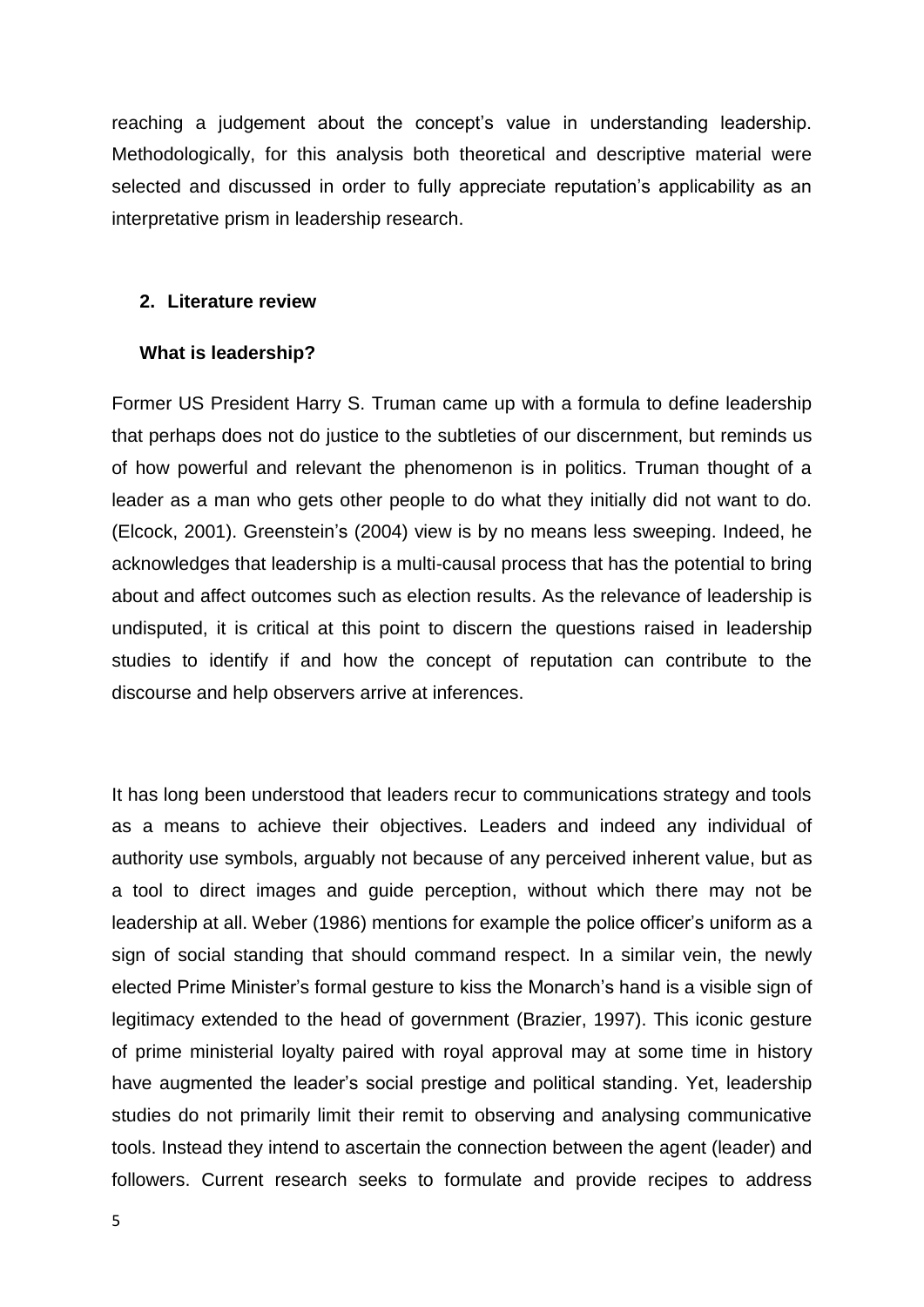reaching a judgement about the concept's value in understanding leadership. Methodologically, for this analysis both theoretical and descriptive material were selected and discussed in order to fully appreciate reputation's applicability as an interpretative prism in leadership research.

## 2. Literature review

### What is leadership?

Former US President Harry S. Truman came up with a formula to define leadership that perhaps does not do justice to the subtleties of our discernment, but reminds us of how powerful and relevant the phenomenon is in politics. Truman thought of a leader as a man who gets other people to do what they initially did not want to do. (Elcock, 2001). Greenstein's (2004) view is by no means less sweeping. Indeed, he acknowledges that leadership is a multi-causal process that has the potential to bring about and affect outcomes such as election results. As the relevance of leadership is undisputed, it is critical at this point to discern the questions raised in leadership studies to identify if and how the concept of reputation can contribute to the discourse and help observers arrive at inferences.

It has long been understood that leaders recur to communications strategy and tools as a means to achieve their objectives. Leaders and indeed any individual of authority use symbols, arguably not because of any perceived inherent value, but as a tool to direct images and guide perception, without which there may not be leadership at all. Weber (1986) mentions for example the police officer's uniform as a sign of social standing that should command respect. In a similar vein, the newly elected Prime Minister's formal gesture to kiss the Monarch's hand is a visible sign of legitimacy extended to the head of government (Brazier, 1997). This iconic gesture of prime ministerial loyalty paired with royal approval may at some time in history have augmented the leader's social prestige and political standing. Yet, leadership studies do not primarily limit their remit to observing and analysing communicative tools. Instead they intend to ascertain the connection between the agent (leader) and followers. Current research seeks to formulate and provide recipes to address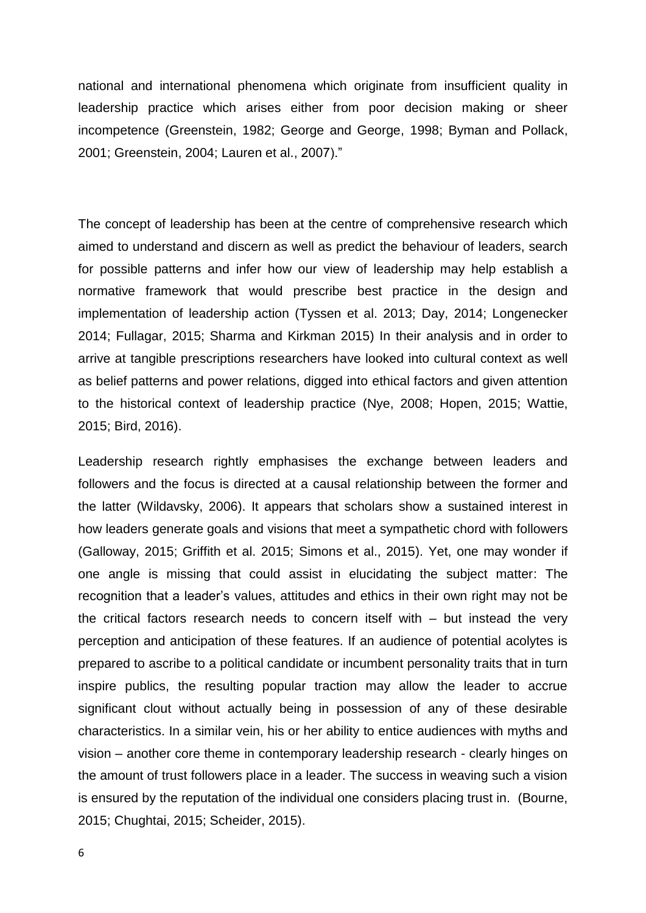national and international phenomena which originate from insufficient quality in leadership practice which arises either from poor decision making or sheer incompetence (Greenstein, 1982; George and George, 1998; Byman and Pollack, 2001; Greenstein, 2004; Lauren et al., 2007)."

The concept of leadership has been at the centre of comprehensive research which aimed to understand and discern as well as predict the behaviour of leaders, search for possible patterns and infer how our view of leadership may help establish a normative framework that would prescribe best practice in the design and implementation of leadership action (Tyssen et al. 2013; Day, 2014; Longenecker 2014; Fullagar, 2015; Sharma and Kirkman 2015) In their analysis and in order to arrive at tangible prescriptions researchers have looked into cultural context as well as belief patterns and power relations, digged into ethical factors and given attention to the historical context of leadership practice (Nye, 2008; Hopen, 2015; Wattie, 2015; Bird, 2016).

Leadership research rightly emphasises the exchange between leaders and followers and the focus is directed at a causal relationship between the former and the latter (Wildavsky, 2006). It appears that scholars show a sustained interest in how leaders generate goals and visions that meet a sympathetic chord with followers (Galloway, 2015; Griffith et al. 2015; Simons et al., 2015). Yet, one may wonder if one angle is missing that could assist in elucidating the subject matter: The recognition that a leader's values, attitudes and ethics in their own right may not be the critical factors research needs to concern itself with – but instead the very perception and anticipation of these features. If an audience of potential acolytes is prepared to ascribe to a political candidate or incumbent personality traits that in turn inspire publics, the resulting popular traction may allow the leader to accrue significant clout without actually being in possession of any of these desirable characteristics. In a similar vein, his or her ability to entice audiences with myths and vision – another core theme in contemporary leadership research - clearly hinges on the amount of trust followers place in a leader. The success in weaving such a vision is ensured by the reputation of the individual one considers placing trust in. (Bourne, 2015; Chughtai, 2015; Scheider, 2015).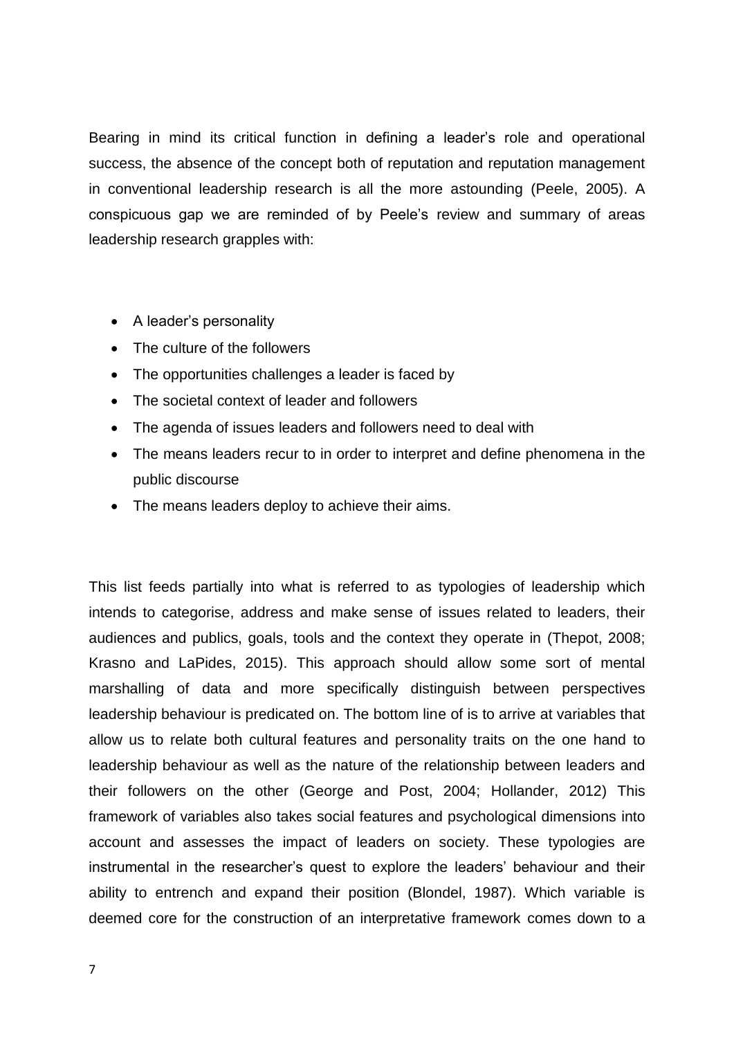Bearing in mind its critical function in defining a leader's role and operational success, the absence of the concept both of reputation and reputation management in conventional leadership research is all the more astounding (Peele, 2005). A conspicuous gap we are reminded of by Peele's review and summary of areas leadership research grapples with:

- A leader's personality
- The culture of the followers
- The opportunities challenges a leader is faced by
- The societal context of leader and followers
- The agenda of issues leaders and followers need to deal with
- The means leaders recur to in order to interpret and define phenomena in the public discourse
- The means leaders deploy to achieve their aims.

This list feeds partially into what is referred to as typologies of leadership which intends to categorise, address and make sense of issues related to leaders, their audiences and publics, goals, tools and the context they operate in (Thepot, 2008; Krasno and LaPides, 2015). This approach should allow some sort of mental marshalling of data and more specifically distinguish between perspectives leadership behaviour is predicated on. The bottom line of is to arrive at variables that allow us to relate both cultural features and personality traits on the one hand to leadership behaviour as well as the nature of the relationship between leaders and their followers on the other (George and Post, 2004; Hollander, 2012) This framework of variables also takes social features and psychological dimensions into account and assesses the impact of leaders on society. These typologies are instrumental in the researcher's quest to explore the leaders' behaviour and their ability to entrench and expand their position (Blondel, 1987). Which variable is deemed core for the construction of an interpretative framework comes down to a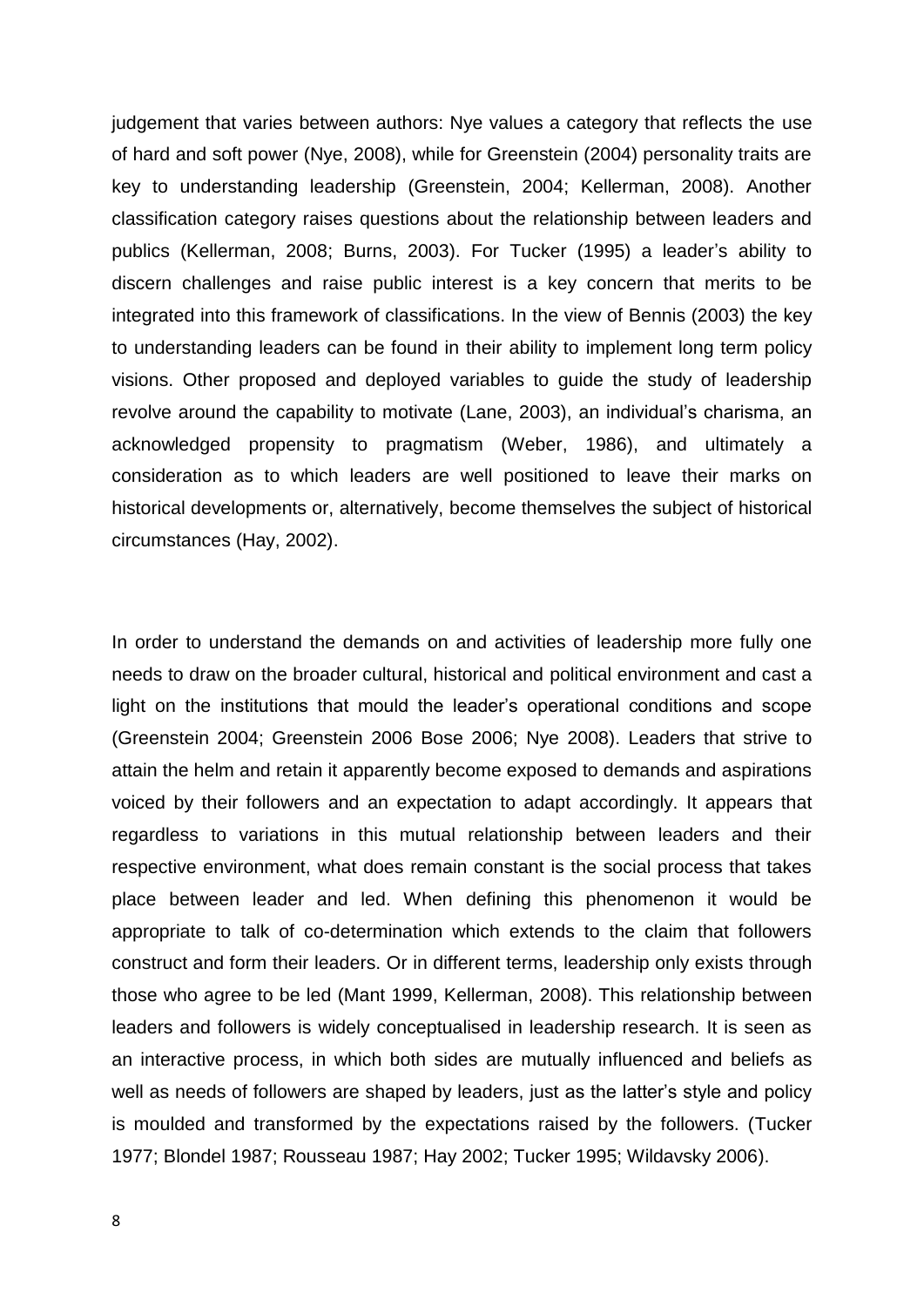judgement that varies between authors: Nye values a category that reflects the use of hard and soft power (Nye, 2008), while for Greenstein (2004) personality traits are key to understanding leadership (Greenstein, 2004; Kellerman, 2008). Another classification category raises questions about the relationship between leaders and publics (Kellerman, 2008; Burns, 2003). For Tucker (1995) a leader's ability to discern challenges and raise public interest is a key concern that merits to be integrated into this framework of classifications. In the view of Bennis (2003) the key to understanding leaders can be found in their ability to implement long term policy visions. Other proposed and deployed variables to guide the study of leadership revolve around the capability to motivate (Lane, 2003), an individual's charisma, an acknowledged propensity to pragmatism (Weber, 1986), and ultimately a consideration as to which leaders are well positioned to leave their marks on historical developments or, alternatively, become themselves the subject of historical circumstances (Hay, 2002).

In order to understand the demands on and activities of leadership more fully one needs to draw on the broader cultural, historical and political environment and cast a light on the institutions that mould the leader's operational conditions and scope (Greenstein 2004; Greenstein 2006 Bose 2006; Nye 2008). Leaders that strive to attain the helm and retain it apparently become exposed to demands and aspirations voiced by their followers and an expectation to adapt accordingly. It appears that regardless to variations in this mutual relationship between leaders and their respective environment, what does remain constant is the social process that takes place between leader and led. When defining this phenomenon it would be appropriate to talk of co-determination which extends to the claim that followers construct and form their leaders. Or in different terms, leadership only exists through those who agree to be led (Mant 1999, Kellerman, 2008). This relationship between leaders and followers is widely conceptualised in leadership research. It is seen as an interactive process, in which both sides are mutually influenced and beliefs as well as needs of followers are shaped by leaders, just as the latter's style and policy is moulded and transformed by the expectations raised by the followers. (Tucker 1977; Blondel 1987; Rousseau 1987; Hay 2002; Tucker 1995; Wildavsky 2006).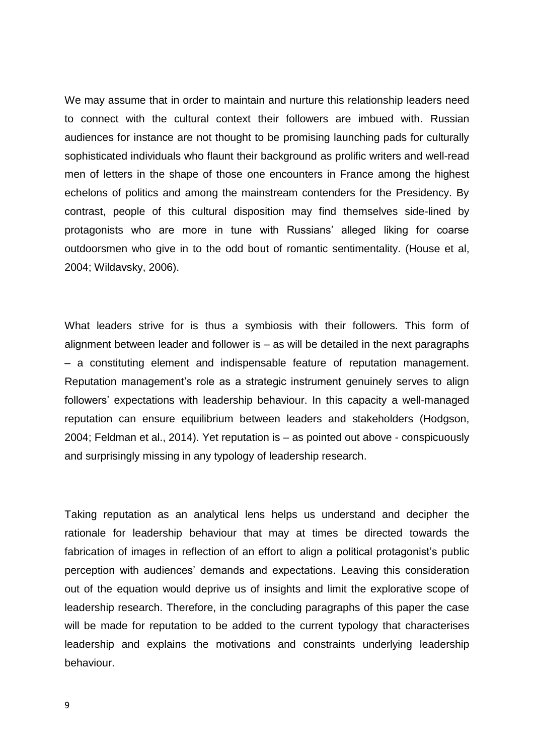We may assume that in order to maintain and nurture this relationship leaders need to connect with the cultural context their followers are imbued with. Russian audiences for instance are not thought to be promising launching pads for culturally sophisticated individuals who flaunt their background as prolific writers and well-read men of letters in the shape of those one encounters in France among the highest echelons of politics and among the mainstream contenders for the Presidency. By contrast, people of this cultural disposition may find themselves side-lined by protagonists who are more in tune with Russians' alleged liking for coarse outdoorsmen who give in to the odd bout of romantic sentimentality. (House et al, 2004; Wildavsky, 2006).

What leaders strive for is thus a symbiosis with their followers. This form of alignment between leader and follower is – as will be detailed in the next paragraphs – a constituting element and indispensable feature of reputation management. Reputation management's role as a strategic instrument genuinely serves to align followers' expectations with leadership behaviour. In this capacity a well-managed reputation can ensure equilibrium between leaders and stakeholders (Hodgson, 2004; Feldman et al., 2014). Yet reputation is – as pointed out above - conspicuously and surprisingly missing in any typology of leadership research.

Taking reputation as an analytical lens helps us understand and decipher the rationale for leadership behaviour that may at times be directed towards the fabrication of images in reflection of an effort to align a political protagonist's public perception with audiences' demands and expectations. Leaving this consideration out of the equation would deprive us of insights and limit the explorative scope of leadership research. Therefore, in the concluding paragraphs of this paper the case will be made for reputation to be added to the current typology that characterises leadership and explains the motivations and constraints underlying leadership behaviour.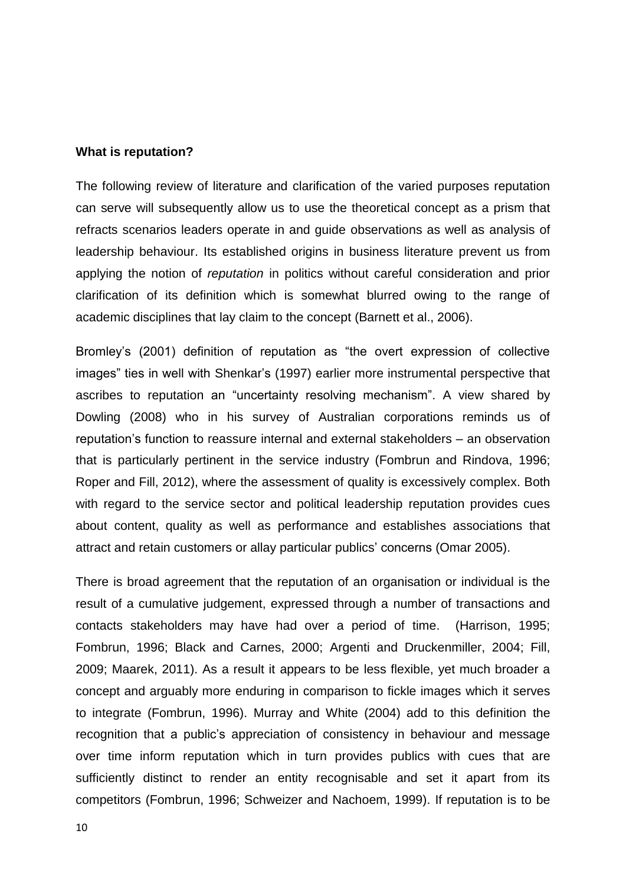**What is reputation?**

The following review of literature and clarification of the varied purposes reputation can serve will subsequently allow us to use the theoretical concept as a prism that refracts scenarios leaders operate in and guide observations as well as analysis of leadership behaviour. Its established origins in business literature prevent us from applying the notion of *reputation* in politics without careful consideration and prior clarification of its definition which is somewhat blurred owing to the range of academic disciplines that lay claim to the concept (Barnett et al., 2006).

Bromley's (2001) definition of reputation as "the overt expression of collective images" ties in well with Shenkar's (1997) earlier more instrumental perspective that ascribes to reputation an "uncertainty resolving mechanism". A view shared by Dowling (2008) who in his survey of Australian corporations reminds us of reputation's function to reassure internal and external stakeholders – an observation that is particularly pertinent in the service industry (Fombrun and Rindova, 1996; Roper and Fill, 2012), where the assessment of quality is excessively complex. Both with regard to the service sector and political leadership reputation provides cues about content, quality as well as performance and establishes associations that attract and retain customers or allay particular publics' concerns (Omar 2005).

There is broad agreement that the reputation of an organisation or individual is the result of a cumulative judgement, expressed through a number of transactions and contacts stakeholders may have had over a period of time. (Harrison, 1995; Fombrun, 1996; Black and Carnes, 2000; Argenti and Druckenmiller, 2004; Fill, 2009; Maarek, 2011). As a result it appears to be less flexible, yet much broader a concept and arguably more enduring in comparison to fickle images which it serves to integrate (Fombrun, 1996). Murray and White (2004) add to this definition the recognition that a public's appreciation of consistency in behaviour and message over time inform reputation which in turn provides publics with cues that are sufficiently distinct to render an entity recognisable and set it apart from its competitors (Fombrun, 1996; Schweizer and Nachoem, 1999). If reputation is to be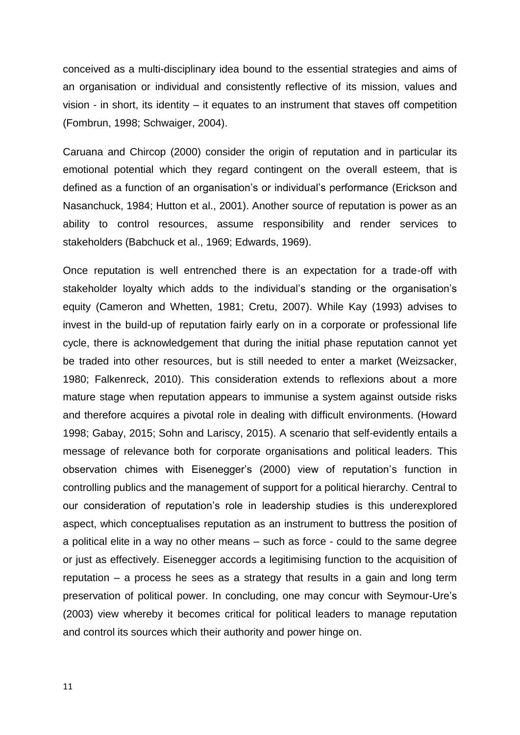conceived as a multi-disciplinary idea bound to the essential strategies and aims of an organisation or individual and consistently reflective of its mission, values and vision - in short, its identity – it equates to an instrument that staves off competition (Fombrun, 1998; Schwaiger, 2004).

Caruana and Chircop (2000) consider the origin of reputation and in particular its emotional potential which they regard contingent on the overall esteem, that is defined as a function of an organisation's or individual's performance (Erickson and Nasanchuck, 1984; Hutton et al., 2001). Another source of reputation is power as an ability to control resources, assume responsibility and render services to stakeholders (Babchuck et al., 1969; Edwards, 1969).

Once reputation is well entrenched there is an expectation for a trade-off with stakeholder loyalty which adds to the individual's standing or the organisation's equity (Cameron and Whetten, 1981; Cretu, 2007). While Kay (1993) advises to invest in the build-up of reputation fairly early on in a corporate or professional life cycle, there is acknowledgement that during the initial phase reputation cannot yet be traded into other resources, but is still needed to enter a market (Weizsacker, 1980; Falkenreck, 2010). This consideration extends to reflexions about a more mature stage when reputation appears to immunise a system against outside risks and therefore acquires a pivotal role in dealing with difficult environments. (Howard 1998; Gabay, 2015; Sohn and Lariscy, 2015). A scenario that self-evidently entails a message of relevance both for corporate organisations and political leaders. This observation chimes with Eisenegger's (2000) view of reputation's function in controlling publics and the management of support for a political hierarchy. Central to our consideration of reputation's role in leadership studies is this underexplored aspect, which conceptualises reputation as an instrument to buttress the position of a political elite in a way no other means – such as force - could to the same degree or just as effectively. Eisenegger accords a legitimising function to the acquisition of reputation – a process he sees as a strategy that results in a gain and long term preservation of political power. In concluding, one may concur with Seymour-Ure's (2003) view whereby it becomes critical for political leaders to manage reputation and control its sources which their authority and power hinge on.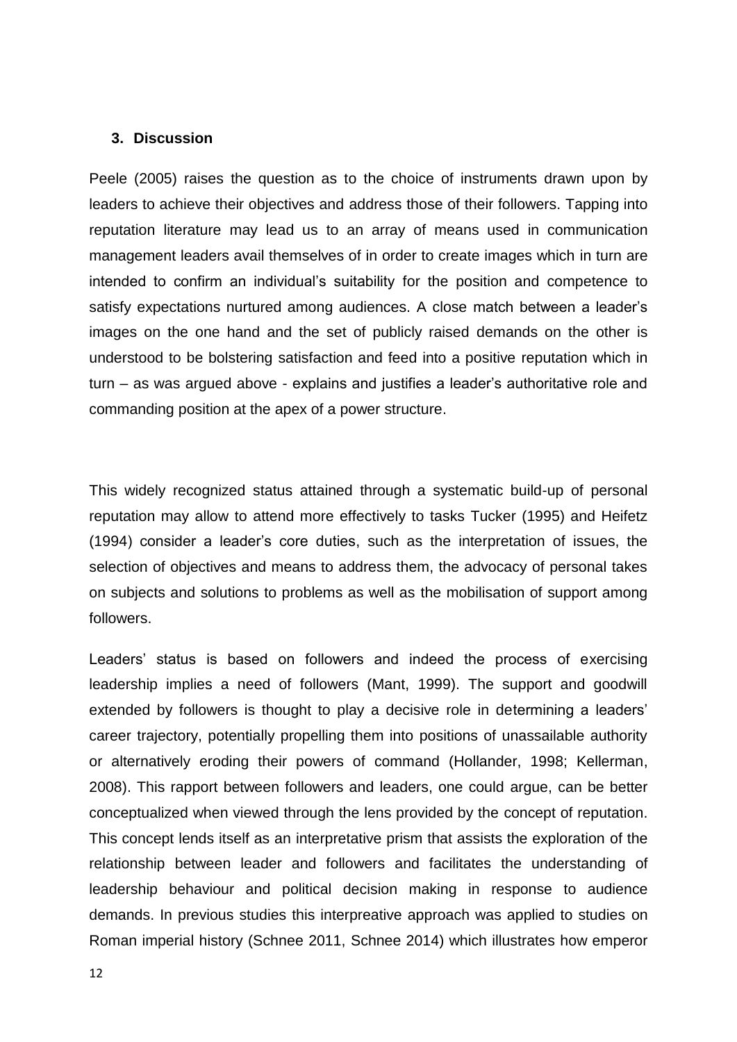## 3. Discussion

Peele (2005) raises the question as to the choice of instruments drawn upon by leaders to achieve their objectives and address those of their followers. Tapping into reputation literature may lead us to an array of means used in communication management leaders avail themselves of in order to create images which in turn are intended to confirm an individual's suitability for the position and competence to satisfy expectations nurtured among audiences. A close match between a leader's images on the one hand and the set of publicly raised demands on the other is understood to be bolstering satisfaction and feed into a positive reputation which in turn – as was argued above - explains and justifies a leader's authoritative role and commanding position at the apex of a power structure.

This widely recognized status attained through a systematic build-up of personal reputation may allow to attend more effectively to tasks Tucker (1995) and Heifetz (1994) consider a leader's core duties, such as the interpretation of issues, the selection of objectives and means to address them, the advocacy of personal takes on subjects and solutions to problems as well as the mobilisation of support among followers.

Leaders' status is based on followers and indeed the process of exercising leadership implies a need of followers (Mant, 1999). The support and goodwill extended by followers is thought to play a decisive role in determining a leaders' career trajectory, potentially propelling them into positions of unassailable authority or alternatively eroding their powers of command (Hollander, 1998; Kellerman, 2008). This rapport between followers and leaders, one could argue, can be better conceptualized when viewed through the lens provided by the concept of reputation. This concept lends itself as an interpretative prism that assists the exploration of the relationship between leader and followers and facilitates the understanding of leadership behaviour and political decision making in response to audience demands. In previous studies this interpreative approach was applied to studies on Roman imperial history (Schnee 2011, Schnee 2014) which illustrates how emperor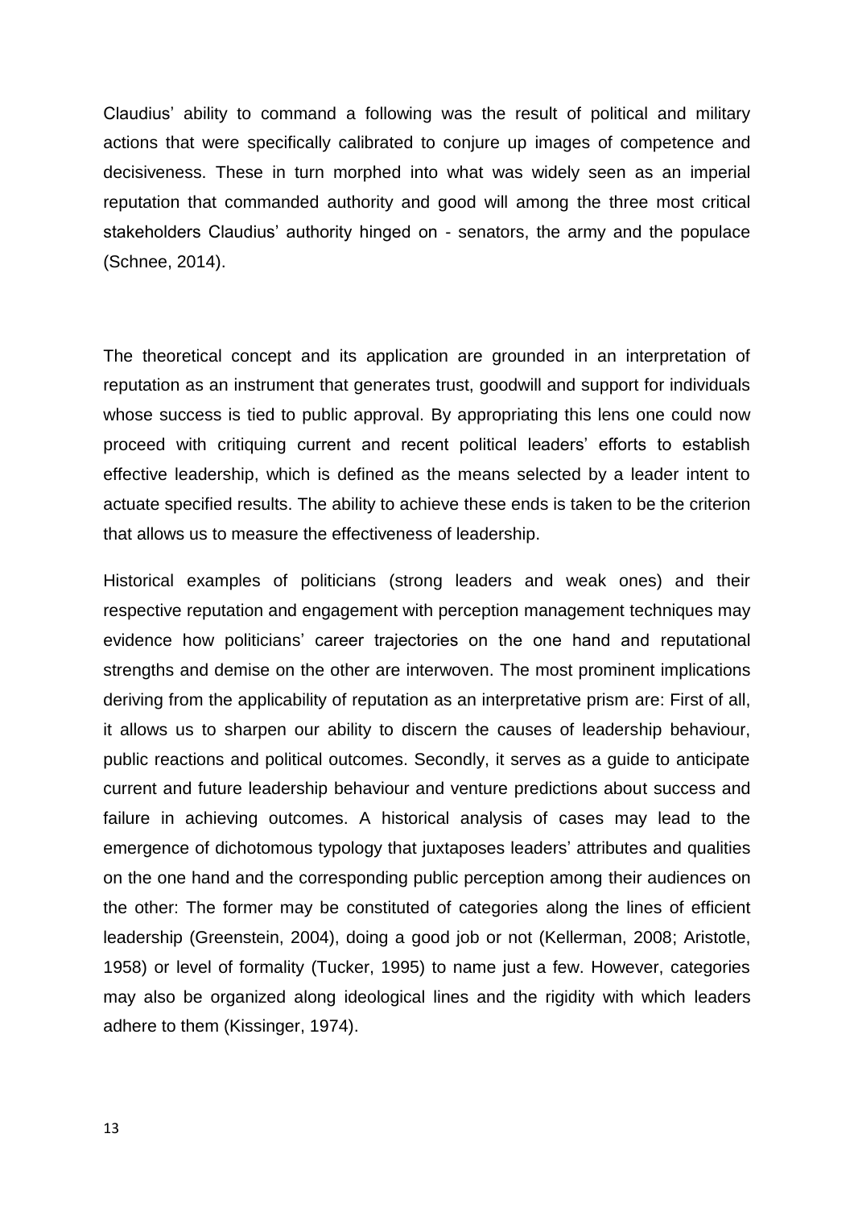Claudius' ability to command a following was the result of political and military actions that were specifically calibrated to conjure up images of competence and decisiveness. These in turn morphed into what was widely seen as an imperial reputation that commanded authority and good will among the three most critical stakeholders Claudius' authority hinged on - senators, the army and the populace (Schnee, 2014).

The theoretical concept and its application are grounded in an interpretation of reputation as an instrument that generates trust, goodwill and support for individuals whose success is tied to public approval. By appropriating this lens one could now proceed with critiquing current and recent political leaders' efforts to establish effective leadership, which is defined as the means selected by a leader intent to actuate specified results. The ability to achieve these ends is taken to be the criterion that allows us to measure the effectiveness of leadership.

Historical examples of politicians (strong leaders and weak ones) and their respective reputation and engagement with perception management techniques may evidence how politicians' career trajectories on the one hand and reputational strengths and demise on the other are interwoven. The most prominent implications deriving from the applicability of reputation as an interpretative prism are: First of all, it allows us to sharpen our ability to discern the causes of leadership behaviour, public reactions and political outcomes. Secondly, it serves as a guide to anticipate current and future leadership behaviour and venture predictions about success and failure in achieving outcomes. A historical analysis of cases may lead to the emergence of dichotomous typology that juxtaposes leaders' attributes and qualities on the one hand and the corresponding public perception among their audiences on the other: The former may be constituted of categories along the lines of efficient leadership (Greenstein, 2004), doing a good job or not (Kellerman, 2008; Aristotle, 1958) or level of formality (Tucker, 1995) to name just a few. However, categories may also be organized along ideological lines and the rigidity with which leaders adhere to them (Kissinger, 1974).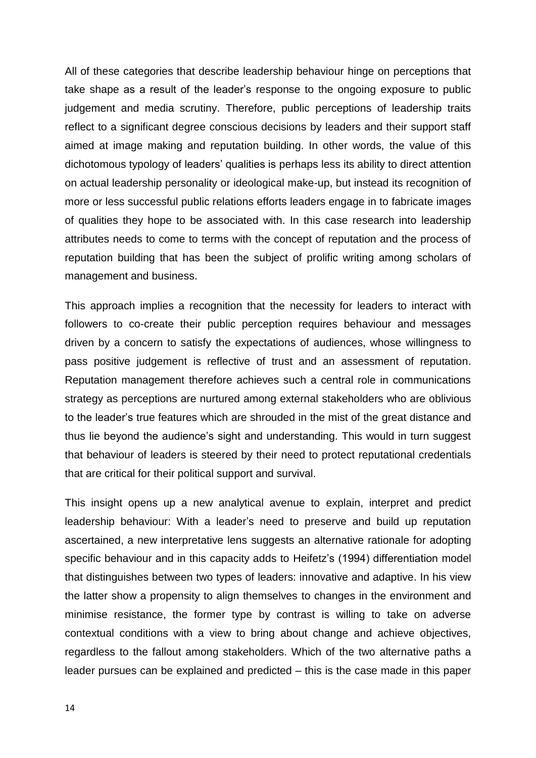All of these categories that describe leadership behaviour hinge on perceptions that take shape as a result of the leader's response to the ongoing exposure to public judgement and media scrutiny. Therefore, public perceptions of leadership traits reflect to a significant degree conscious decisions by leaders and their support staff aimed at image making and reputation building. In other words, the value of this dichotomous typology of leaders' qualities is perhaps less its ability to direct attention on actual leadership personality or ideological make-up, but instead its recognition of more or less successful public relations efforts leaders engage in to fabricate images of qualities they hope to be associated with. In this case research into leadership attributes needs to come to terms with the concept of reputation and the process of reputation building that has been the subject of prolific writing among scholars of management and business.

This approach implies a recognition that the necessity for leaders to interact with followers to co-create their public perception requires behaviour and messages driven by a concern to satisfy the expectations of audiences, whose willingness to pass positive judgement is reflective of trust and an assessment of reputation. Reputation management therefore achieves such a central role in communications strategy as perceptions are nurtured among external stakeholders who are oblivious to the leader's true features which are shrouded in the mist of the great distance and thus lie beyond the audience's sight and understanding. This would in turn suggest that behaviour of leaders is steered by their need to protect reputational credentials that are critical for their political support and survival.

This insight opens up a new analytical avenue to explain, interpret and predict leadership behaviour: With a leader's need to preserve and build up reputation ascertained, a new interpretative lens suggests an alternative rationale for adopting specific behaviour and in this capacity adds to Heifetz's (1994) differentiation model that distinguishes between two types of leaders: innovative and adaptive. In his view the latter show a propensity to align themselves to changes in the environment and minimise resistance, the former type by contrast is willing to take on adverse contextual conditions with a view to bring about change and achieve objectives, regardless to the fallout among stakeholders. Which of the two alternative paths a leader pursues can be explained and predicted – this is the case made in this paper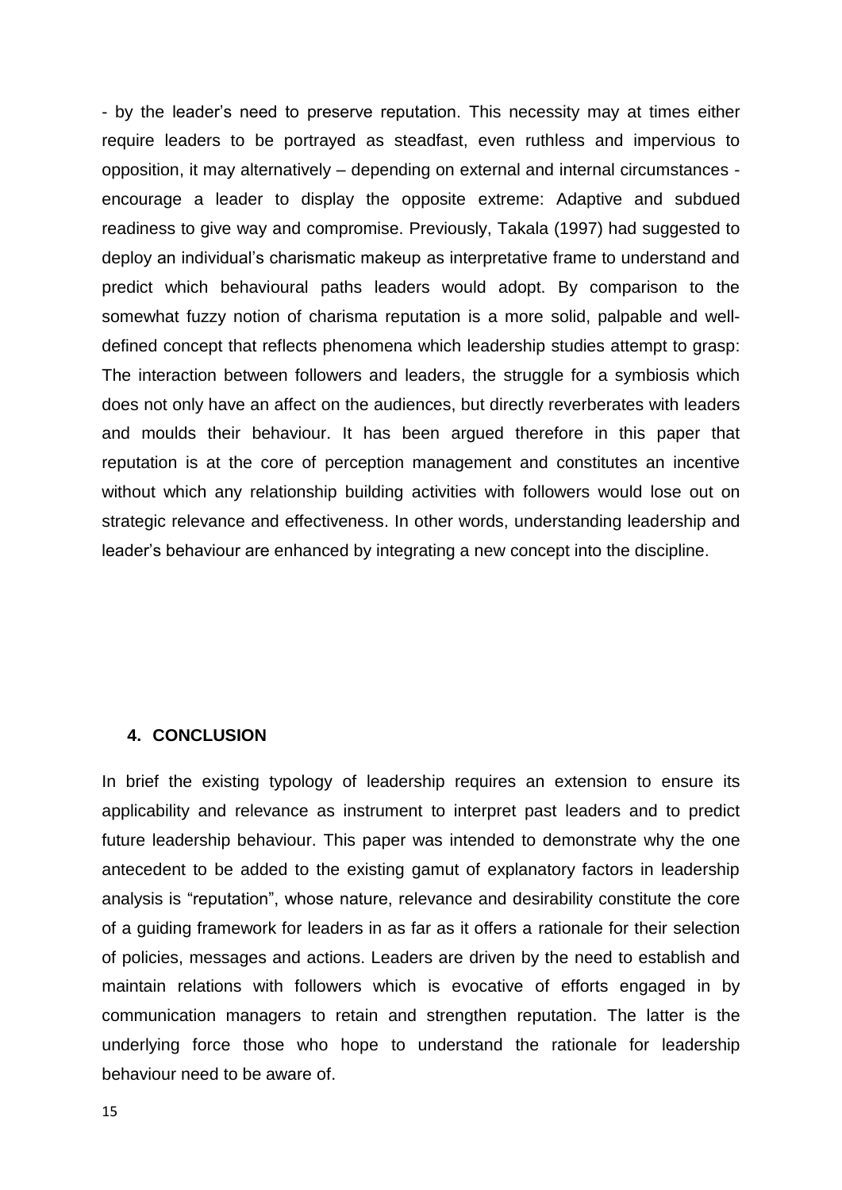- by the leader's need to preserve reputation. This necessity may at times either require leaders to be portrayed as steadfast, even ruthless and impervious to opposition, it may alternatively – depending on external and internal circumstances - encourage a leader to display the opposite extreme: Adaptive and subdued readiness to give way and compromise. Previously, Takala (1997) had suggested to deploy an individual's charismatic makeup as interpretative frame to understand and predict which behavioural paths leaders would adopt. By comparison to the somewhat fuzzy notion of charisma reputation is a more solid, palpable and well-defined concept that reflects phenomena which leadership studies attempt to grasp: The interaction between followers and leaders, the struggle for a symbiosis which does not only have an affect on the audiences, but directly reverberates with leaders and moulds their behaviour. It has been argued therefore in this paper that reputation is at the core of perception management and constitutes an incentive without which any relationship building activities with followers would lose out on strategic relevance and effectiveness. In other words, understanding leadership and leader's behaviour are enhanced by integrating a new concept into the discipline.

## 4. CONCLUSION

In brief the existing typology of leadership requires an extension to ensure its applicability and relevance as instrument to interpret past leaders and to predict future leadership behaviour. This paper was intended to demonstrate why the one antecedent to be added to the existing gamut of explanatory factors in leadership analysis is "reputation", whose nature, relevance and desirability constitute the core of a guiding framework for leaders in as far as it offers a rationale for their selection of policies, messages and actions. Leaders are driven by the need to establish and maintain relations with followers which is evocative of efforts engaged in by communication managers to retain and strengthen reputation. The latter is the underlying force those who hope to understand the rationale for leadership behaviour need to be aware of.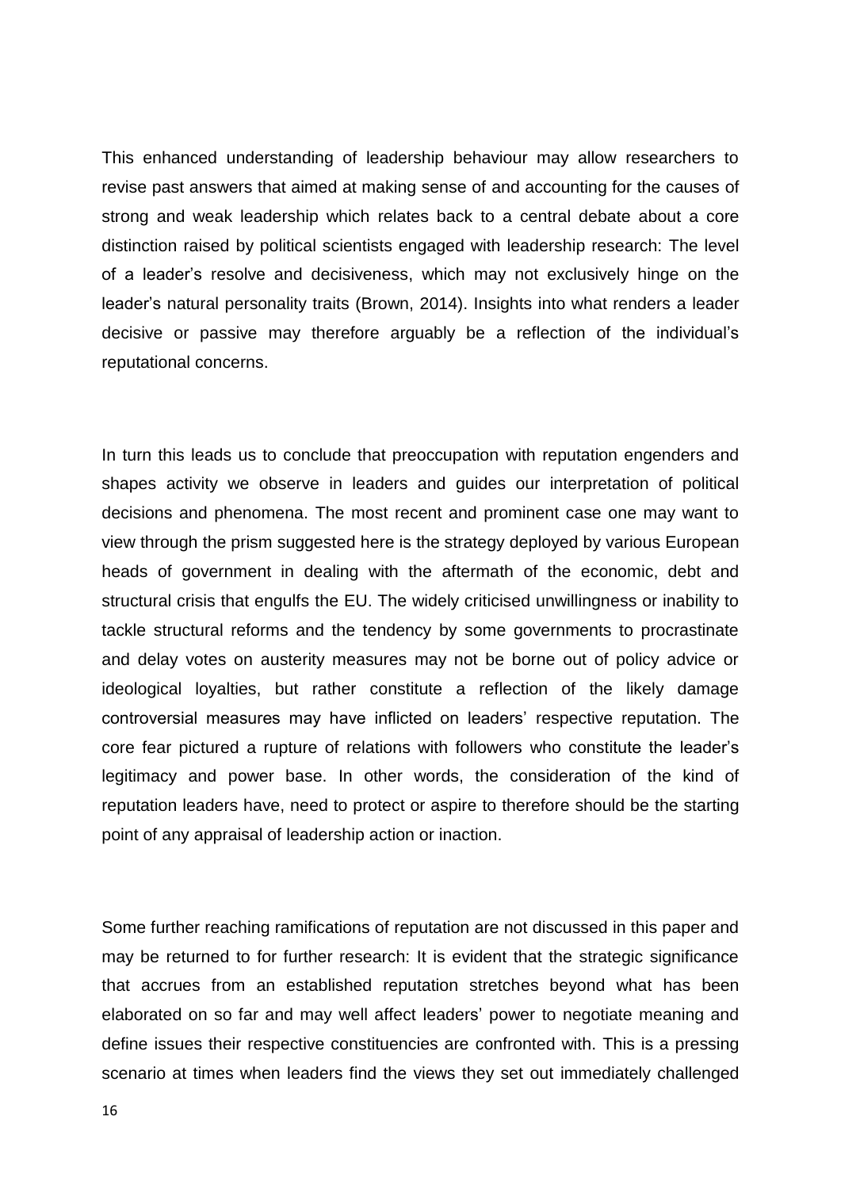This enhanced understanding of leadership behaviour may allow researchers to revise past answers that aimed at making sense of and accounting for the causes of strong and weak leadership which relates back to a central debate about a core distinction raised by political scientists engaged with leadership research: The level of a leader's resolve and decisiveness, which may not exclusively hinge on the leader's natural personality traits (Brown, 2014). Insights into what renders a leader decisive or passive may therefore arguably be a reflection of the individual's reputational concerns.

In turn this leads us to conclude that preoccupation with reputation engenders and shapes activity we observe in leaders and guides our interpretation of political decisions and phenomena. The most recent and prominent case one may want to view through the prism suggested here is the strategy deployed by various European heads of government in dealing with the aftermath of the economic, debt and structural crisis that engulfs the EU. The widely criticised unwillingness or inability to tackle structural reforms and the tendency by some governments to procrastinate and delay votes on austerity measures may not be borne out of policy advice or ideological loyalties, but rather constitute a reflection of the likely damage controversial measures may have inflicted on leaders' respective reputation. The core fear pictured a rupture of relations with followers who constitute the leader's legitimacy and power base. In other words, the consideration of the kind of reputation leaders have, need to protect or aspire to therefore should be the starting point of any appraisal of leadership action or inaction.

Some further reaching ramifications of reputation are not discussed in this paper and may be returned to for further research: It is evident that the strategic significance that accrues from an established reputation stretches beyond what has been elaborated on so far and may well affect leaders' power to negotiate meaning and define issues their respective constituencies are confronted with. This is a pressing scenario at times when leaders find the views they set out immediately challenged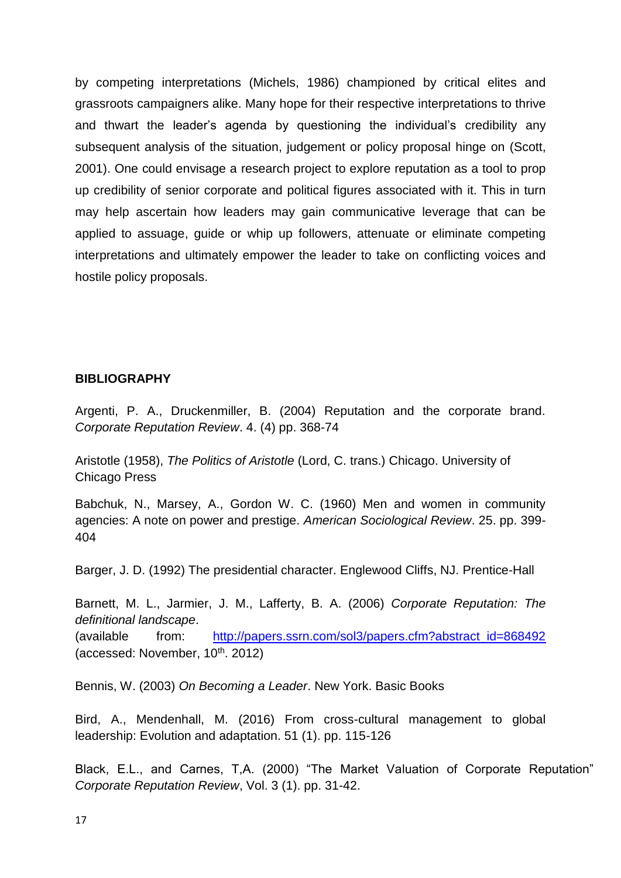by competing interpretations (Michels, 1986) championed by critical elites and grassroots campaigners alike. Many hope for their respective interpretations to thrive and thwart the leader's agenda by questioning the individual's credibility any subsequent analysis of the situation, judgement or policy proposal hinge on (Scott, 2001). One could envisage a research project to explore reputation as a tool to prop up credibility of senior corporate and political figures associated with it. This in turn may help ascertain how leaders may gain communicative leverage that can be applied to assuage, guide or whip up followers, attenuate or eliminate competing interpretations and ultimately empower the leader to take on conflicting voices and hostile policy proposals.

**BIBLIOGRAPHY**

Argenti, P. A., Druckenmiller, B. (2004) Reputation and the corporate brand. *Corporate Reputation Review*. 4. (4) pp. 368-74

Aristotle (1958), *The Politics of Aristotle* (Lord, C. trans.) Chicago. University of Chicago Press

Babchuk, N., Marsey, A., Gordon W. C. (1960) Men and women in community agencies: A note on power and prestige. *American Sociological Review*. 25. pp. 399-404

Barger, J. D. (1992) The presidential character. Englewood Cliffs, NJ. Prentice-Hall

Barnett, M. L., Jarmier, J. M., Lafferty, B. A. (2006) *Corporate Reputation: The definitional landscape*.
(available from: http://papers.ssrn.com/sol3/papers.cfm?abstract_id=868492 (accessed: November, 10th. 2012)

Bennis, W. (2003) *On Becoming a Leader*. New York. Basic Books

Bird, A., Mendenhall, M. (2016) From cross-cultural management to global leadership: Evolution and adaptation. 51 (1). pp. 115-126

Black, E.L., and Carnes, T,A. (2000) "The Market Valuation of Corporate Reputation" *Corporate Reputation Review*, Vol. 3 (1). pp. 31-42.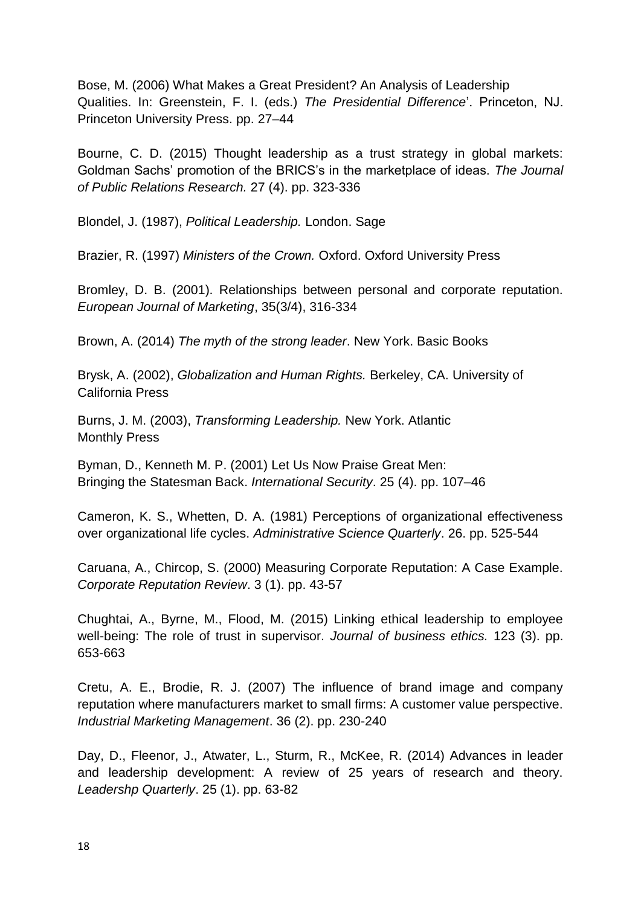Bose, M. (2006) What Makes a Great President? An Analysis of Leadership Qualities. In: Greenstein, F. I. (eds.) *The Presidential Difference*'. Princeton, NJ. Princeton University Press. pp. 27–44

Bourne, C. D. (2015) Thought leadership as a trust strategy in global markets: Goldman Sachs' promotion of the BRICS's in the marketplace of ideas. *The Journal of Public Relations Research.* 27 (4). pp. 323-336

Blondel, J. (1987), *Political Leadership.* London. Sage

Brazier, R. (1997) *Ministers of the Crown.* Oxford. Oxford University Press

Bromley, D. B. (2001). Relationships between personal and corporate reputation. *European Journal of Marketing*, 35(3/4), 316-334

Brown, A. (2014) *The myth of the strong leader*. New York. Basic Books

Brysk, A. (2002), *Globalization and Human Rights.* Berkeley, CA. University of California Press

Burns, J. M. (2003), *Transforming Leadership.* New York. Atlantic Monthly Press

Byman, D., Kenneth M. P. (2001) Let Us Now Praise Great Men: Bringing the Statesman Back. *International Security*. 25 (4). pp. 107–46

Cameron, K. S., Whetten, D. A. (1981) Perceptions of organizational effectiveness over organizational life cycles. *Administrative Science Quarterly*. 26. pp. 525-544

Caruana, A., Chircop, S. (2000) Measuring Corporate Reputation: A Case Example. *Corporate Reputation Review*. 3 (1). pp. 43-57

Chughtai, A., Byrne, M., Flood, M. (2015) Linking ethical leadership to employee well-being: The role of trust in supervisor. *Journal of business ethics.* 123 (3). pp. 653-663

Cretu, A. E., Brodie, R. J. (2007) The influence of brand image and company reputation where manufacturers market to small firms: A customer value perspective. *Industrial Marketing Management*. 36 (2). pp. 230-240

Day, D., Fleenor, J., Atwater, L., Sturm, R., McKee, R. (2014) Advances in leader and leadership development: A review of 25 years of research and theory. *Leadershp Quarterly*. 25 (1). pp. 63-82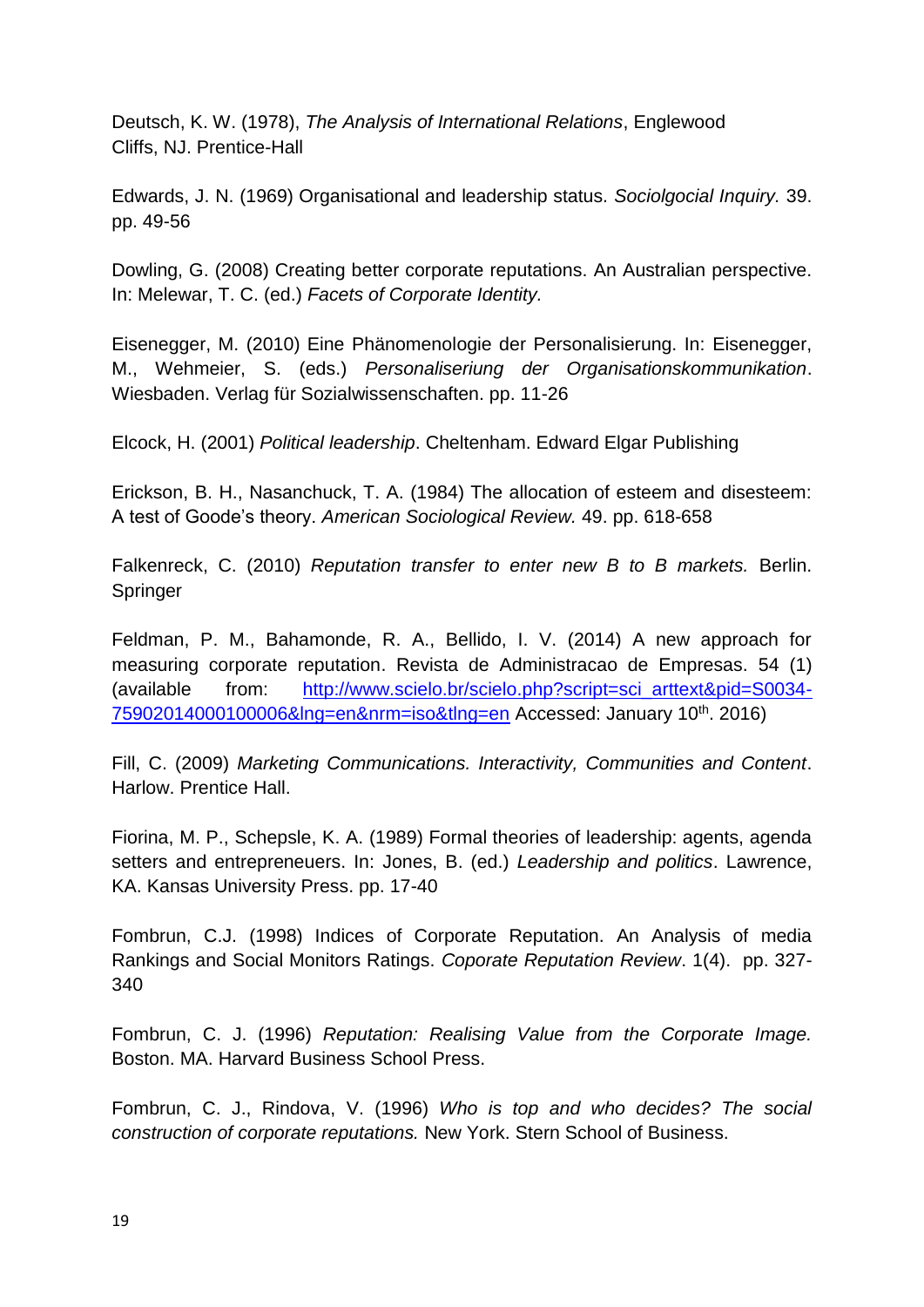Deutsch, K. W. (1978), *The Analysis of International Relations*, Englewood Cliffs, NJ. Prentice-Hall

Edwards, J. N. (1969) Organisational and leadership status. *Sociolgocial Inquiry.* 39. pp. 49-56

Dowling, G. (2008) Creating better corporate reputations. An Australian perspective. In: Melewar, T. C. (ed.) *Facets of Corporate Identity.*

Eisenegger, M. (2010) Eine Phänomenologie der Personalisierung. In: Eisenegger, M., Wehmeier, S. (eds.) *Personaliseriung der Organisationskommunikation*. Wiesbaden. Verlag für Sozialwissenschaften. pp. 11-26

Elcock, H. (2001) *Political leadership*. Cheltenham. Edward Elgar Publishing

Erickson, B. H., Nasanchuck, T. A. (1984) The allocation of esteem and disesteem: A test of Goode's theory. *American Sociological Review.* 49. pp. 618-658

Falkenreck, C. (2010) *Reputation transfer to enter new B to B markets.* Berlin. Springer

Feldman, P. M., Bahamonde, R. A., Bellido, I. V. (2014) A new approach for measuring corporate reputation. Revista de Administracao de Empresas. 54 (1) (available from: http://www.scielo.br/scielo.php?script=sci_arttext&pid=S0034-75902014000100006&lng=en&nrm=iso&tlng=en Accessed: January 10th. 2016)

Fill, C. (2009) *Marketing Communications. Interactivity, Communities and Content*. Harlow. Prentice Hall.

Fiorina, M. P., Schepsle, K. A. (1989) Formal theories of leadership: agents, agenda setters and entrepreneuers. In: Jones, B. (ed.) *Leadership and politics*. Lawrence, KA. Kansas University Press. pp. 17-40

Fombrun, C.J. (1998) Indices of Corporate Reputation. An Analysis of media Rankings and Social Monitors Ratings. *Coporate Reputation Review*. 1(4). pp. 327-340

Fombrun, C. J. (1996) *Reputation: Realising Value from the Corporate Image.* Boston. MA. Harvard Business School Press.

Fombrun, C. J., Rindova, V. (1996) *Who is top and who decides? The social construction of corporate reputations.* New York. Stern School of Business.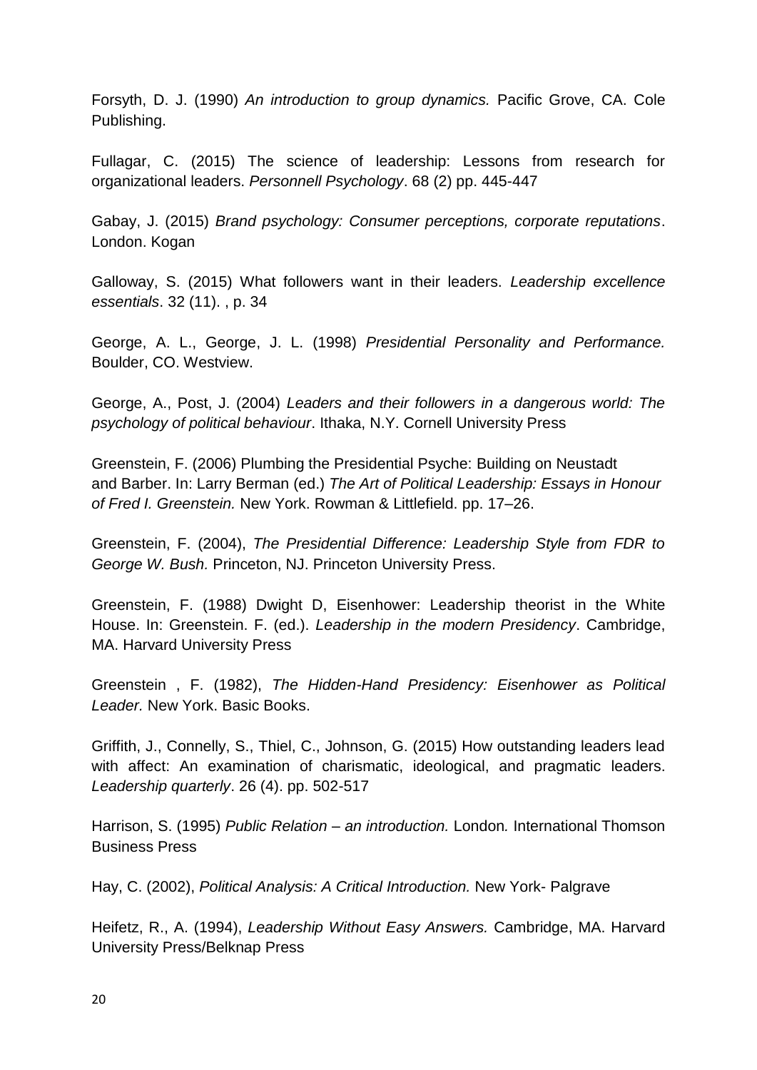Forsyth, D. J. (1990) *An introduction to group dynamics.* Pacific Grove, CA. Cole Publishing.

Fullagar, C. (2015) The science of leadership: Lessons from research for organizational leaders. *Personnell Psychology*. 68 (2) pp. 445-447

Gabay, J. (2015) *Brand psychology: Consumer perceptions, corporate reputations*. London. Kogan

Galloway, S. (2015) What followers want in their leaders. *Leadership excellence essentials*. 32 (11). , p. 34

George, A. L., George, J. L. (1998) *Presidential Personality and Performance.* Boulder, CO. Westview.

George, A., Post, J. (2004) *Leaders and their followers in a dangerous world: The psychology of political behaviour*. Ithaka, N.Y. Cornell University Press

Greenstein, F. (2006) Plumbing the Presidential Psyche: Building on Neustadt and Barber. In: Larry Berman (ed.) *The Art of Political Leadership: Essays in Honour of Fred I. Greenstein.* New York. Rowman & Littlefield. pp. 17–26.

Greenstein, F. (2004), *The Presidential Difference: Leadership Style from FDR to George W. Bush.* Princeton, NJ. Princeton University Press.

Greenstein, F. (1988) Dwight D, Eisenhower: Leadership theorist in the White House. In: Greenstein. F. (ed.). *Leadership in the modern Presidency*. Cambridge, MA. Harvard University Press

Greenstein , F. (1982), *The Hidden-Hand Presidency: Eisenhower as Political Leader.* New York. Basic Books.

Griffith, J., Connelly, S., Thiel, C., Johnson, G. (2015) How outstanding leaders lead with affect: An examination of charismatic, ideological, and pragmatic leaders. *Leadership quarterly*. 26 (4). pp. 502-517

Harrison, S. (1995) *Public Relation – an introduction.* London*.* International Thomson Business Press

Hay, C. (2002), *Political Analysis: A Critical Introduction.* New York- Palgrave

Heifetz, R., A. (1994), *Leadership Without Easy Answers.* Cambridge, MA. Harvard University Press/Belknap Press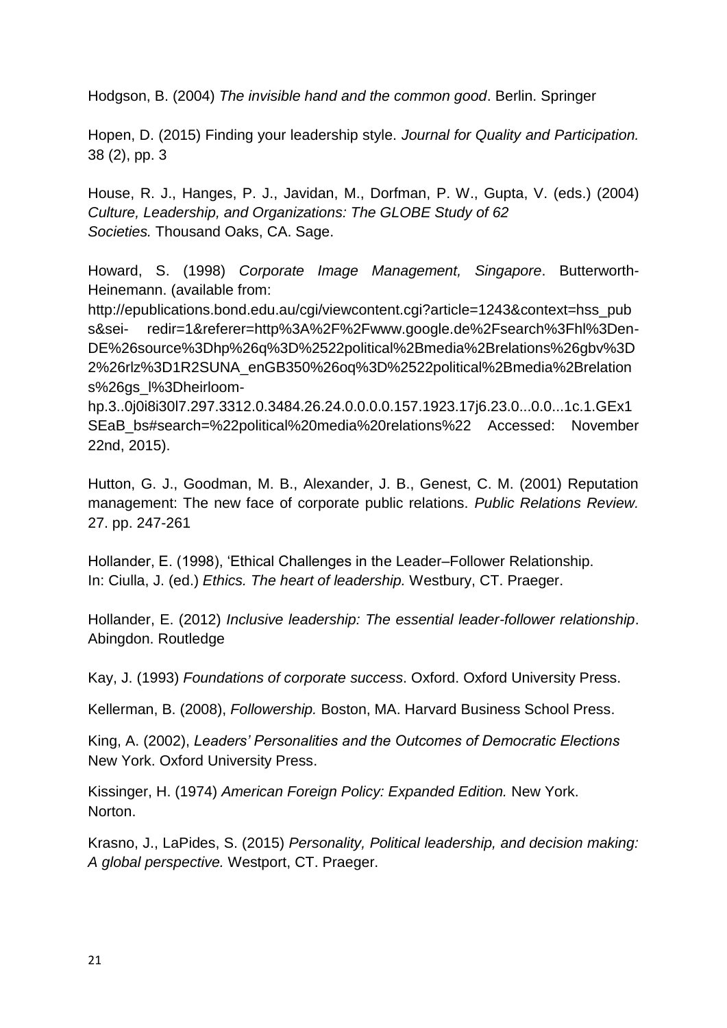Hodgson, B. (2004) *The invisible hand and the common good*. Berlin. Springer

Hopen, D. (2015) Finding your leadership style. *Journal for Quality and Participation.* 38 (2), pp. 3

House, R. J., Hanges, P. J., Javidan, M., Dorfman, P. W., Gupta, V. (eds.) (2004) *Culture, Leadership, and Organizations: The GLOBE Study of 62 Societies.* Thousand Oaks, CA. Sage.

Howard, S. (1998) *Corporate Image Management, Singapore*. Butterworth-Heinemann. (available from: http://epublications.bond.edu.au/cgi/viewcontent.cgi?article=1243&context=hss_pubs&sei- redir=1&referer=http%3A%2F%2Fwww.google.de%2Fsearch%3Fhl%3Den-DE%26source%3Dhp%26q%3D%2522political%2Bmedia%2Brelations%26gbv%3D2%26rlz%3D1R2SUNA_enGB350%26oq%3D%2522political%2Bmedia%2Brelations%26gs_l%3Dheirloom-hp.3..0j0i8i30l7.297.3312.0.3484.26.24.0.0.0.0.157.1923.17j6.23.0...0.0...1c.1.GEx1SEaB_bs#search=%22political%20media%20relations%22 Accessed: November 22nd, 2015).

Hutton, G. J., Goodman, M. B., Alexander, J. B., Genest, C. M. (2001) Reputation management: The new face of corporate public relations. *Public Relations Review.* 27. pp. 247-261

Hollander, E. (1998), 'Ethical Challenges in the Leader–Follower Relationship. In: Ciulla, J. (ed.) *Ethics. The heart of leadership.* Westbury, CT. Praeger.

Hollander, E. (2012) *Inclusive leadership: The essential leader-follower relationship*. Abingdon. Routledge

Kay, J. (1993) *Foundations of corporate success*. Oxford. Oxford University Press.

Kellerman, B. (2008), *Followership.* Boston, MA. Harvard Business School Press.

King, A. (2002), *Leaders' Personalities and the Outcomes of Democratic Elections* New York. Oxford University Press.

Kissinger, H. (1974) *American Foreign Policy: Expanded Edition.* New York. Norton.

Krasno, J., LaPides, S. (2015) *Personality, Political leadership, and decision making: A global perspective.* Westport, CT. Praeger.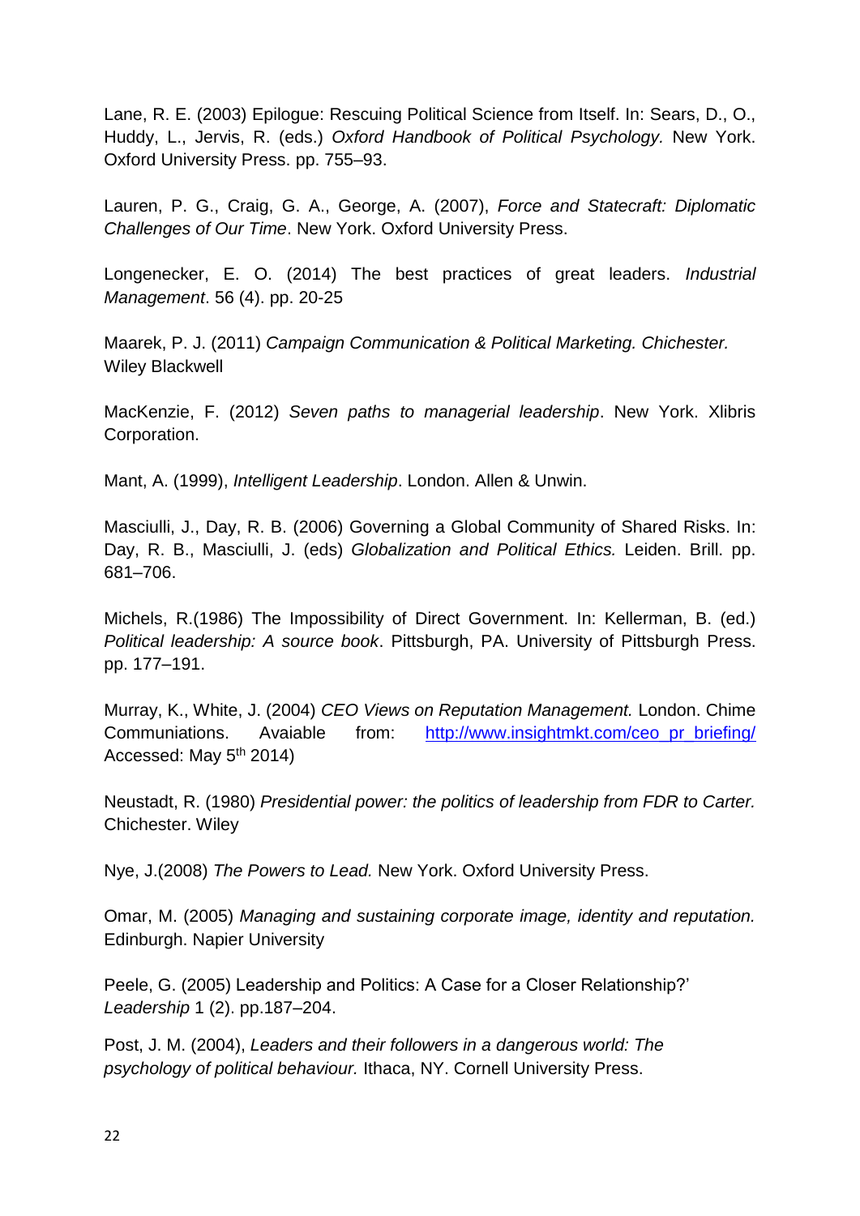Lane, R. E. (2003) Epilogue: Rescuing Political Science from Itself. In: Sears, D., O., Huddy, L., Jervis, R. (eds.) *Oxford Handbook of Political Psychology.* New York. Oxford University Press. pp. 755–93.

Lauren, P. G., Craig, G. A., George, A. (2007), *Force and Statecraft: Diplomatic Challenges of Our Time*. New York. Oxford University Press.

Longenecker, E. O. (2014) The best practices of great leaders. *Industrial Management*. 56 (4). pp. 20-25

Maarek, P. J. (2011) *Campaign Communication & Political Marketing. Chichester.* Wiley Blackwell

MacKenzie, F. (2012) *Seven paths to managerial leadership*. New York. Xlibris Corporation.

Mant, A. (1999), *Intelligent Leadership*. London. Allen & Unwin.

Masciulli, J., Day, R. B. (2006) Governing a Global Community of Shared Risks. In: Day, R. B., Masciulli, J. (eds) *Globalization and Political Ethics.* Leiden. Brill. pp. 681–706.

Michels, R.(1986) The Impossibility of Direct Government. In: Kellerman, B. (ed.) *Political leadership: A source book*. Pittsburgh, PA. University of Pittsburgh Press. pp. 177–191.

Murray, K., White, J. (2004) *CEO Views on Reputation Management.* London. Chime Communiations. Avaiable from: [http://www.insightmkt.com/ceo_pr_briefing/](http://www.insightmkt.com/ceo_pr_briefing/) Accessed: May 5th 2014)

Neustadt, R. (1980) *Presidential power: the politics of leadership from FDR to Carter.* Chichester. Wiley

Nye, J.(2008) *The Powers to Lead.* New York. Oxford University Press.

Omar, M. (2005) *Managing and sustaining corporate image, identity and reputation.* Edinburgh. Napier University

Peele, G. (2005) Leadership and Politics: A Case for a Closer Relationship?' *Leadership* 1 (2). pp.187–204.

Post, J. M. (2004), *Leaders and their followers in a dangerous world: The psychology of political behaviour.* Ithaca, NY. Cornell University Press.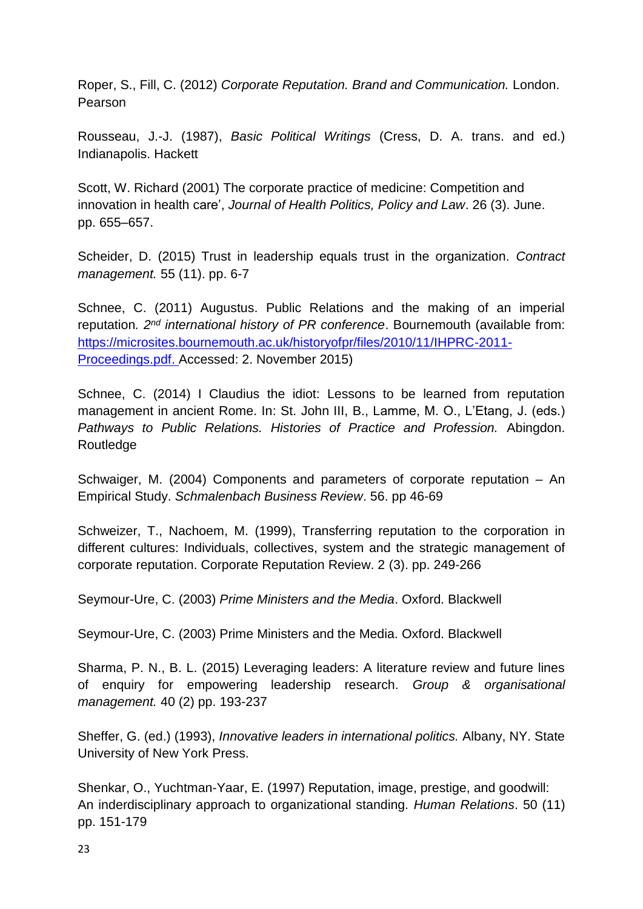Roper, S., Fill, C. (2012) *Corporate Reputation. Brand and Communication.* London. Pearson

Rousseau, J.-J. (1987), *Basic Political Writings* (Cress, D. A. trans. and ed.) Indianapolis. Hackett

Scott, W. Richard (2001) The corporate practice of medicine: Competition and innovation in health care', *Journal of Health Politics, Policy and Law*. 26 (3). June. pp. 655–657.

Scheider, D. (2015) Trust in leadership equals trust in the organization. *Contract management.* 55 (11). pp. 6-7

Schnee, C. (2011) Augustus. Public Relations and the making of an imperial reputation*. 2nd international history of PR conference*. Bournemouth (available from: [https://microsites.bournemouth.ac.uk/historyofpr/files/2010/11/IHPRC-2011-Proceedings.pdf.](https://microsites.bournemouth.ac.uk/historyofpr/files/2010/11/IHPRC-2011-Proceedings.pdf) Accessed: 2. November 2015)

Schnee, C. (2014) I Claudius the idiot: Lessons to be learned from reputation management in ancient Rome. In: St. John III, B., Lamme, M. O., L'Etang, J. (eds.) *Pathways to Public Relations. Histories of Practice and Profession.* Abingdon. Routledge

Schwaiger, M. (2004) Components and parameters of corporate reputation – An Empirical Study. *Schmalenbach Business Review*. 56. pp 46-69

Schweizer, T., Nachoem, M. (1999), Transferring reputation to the corporation in different cultures: Individuals, collectives, system and the strategic management of corporate reputation. Corporate Reputation Review. 2 (3). pp. 249-266

Seymour-Ure, C. (2003) *Prime Ministers and the Media*. Oxford. Blackwell

Seymour-Ure, C. (2003) Prime Ministers and the Media. Oxford. Blackwell

Sharma, P. N., B. L. (2015) Leveraging leaders: A literature review and future lines of enquiry for empowering leadership research. *Group & organisational management.* 40 (2) pp. 193-237

Sheffer, G. (ed.) (1993), *Innovative leaders in international politics.* Albany, NY. State University of New York Press.

Shenkar, O., Yuchtman-Yaar, E. (1997) Reputation, image, prestige, and goodwill: An inderdisciplinary approach to organizational standing. *Human Relations*. 50 (11) pp. 151-179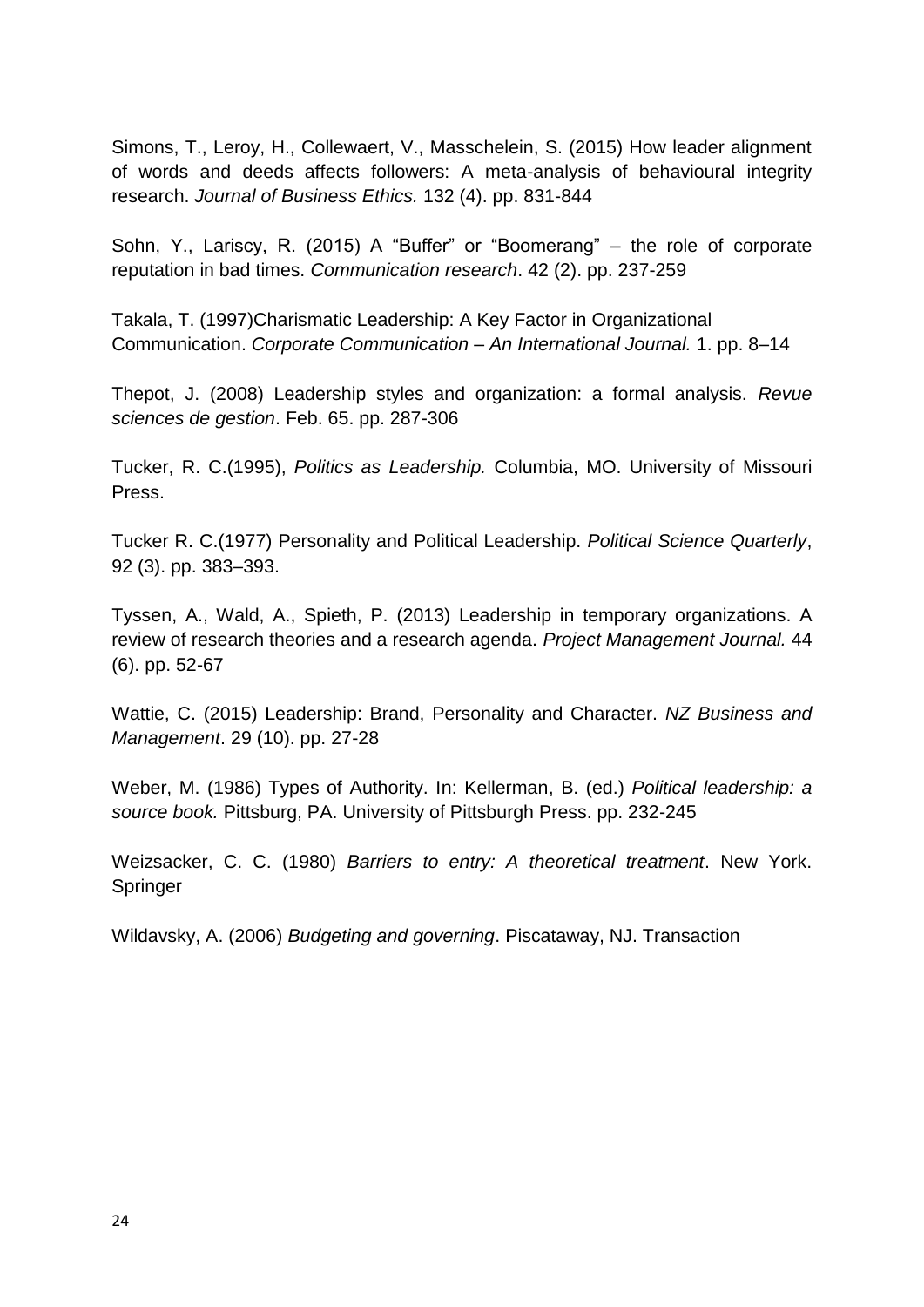Simons, T., Leroy, H., Collewaert, V., Masschelein, S. (2015) How leader alignment of words and deeds affects followers: A meta-analysis of behavioural integrity research. *Journal of Business Ethics.* 132 (4). pp. 831-844

Sohn, Y., Lariscy, R. (2015) A "Buffer" or "Boomerang" – the role of corporate reputation in bad times. *Communication research*. 42 (2). pp. 237-259

Takala, T. (1997)Charismatic Leadership: A Key Factor in Organizational Communication. *Corporate Communication – An International Journal.* 1. pp. 8–14

Thepot, J. (2008) Leadership styles and organization: a formal analysis. *Revue sciences de gestion*. Feb. 65. pp. 287-306

Tucker, R. C.(1995), *Politics as Leadership.* Columbia, MO. University of Missouri Press.

Tucker R. C.(1977) Personality and Political Leadership. *Political Science Quarterly*, 92 (3). pp. 383–393.

Tyssen, A., Wald, A., Spieth, P. (2013) Leadership in temporary organizations. A review of research theories and a research agenda. *Project Management Journal.* 44 (6). pp. 52-67

Wattie, C. (2015) Leadership: Brand, Personality and Character. *NZ Business and Management*. 29 (10). pp. 27-28

Weber, M. (1986) Types of Authority. In: Kellerman, B. (ed.) *Political leadership: a source book.* Pittsburg, PA. University of Pittsburgh Press. pp. 232-245

Weizsacker, C. C. (1980) *Barriers to entry: A theoretical treatment*. New York. Springer

Wildavsky, A. (2006) *Budgeting and governing*. Piscataway, NJ. Transaction